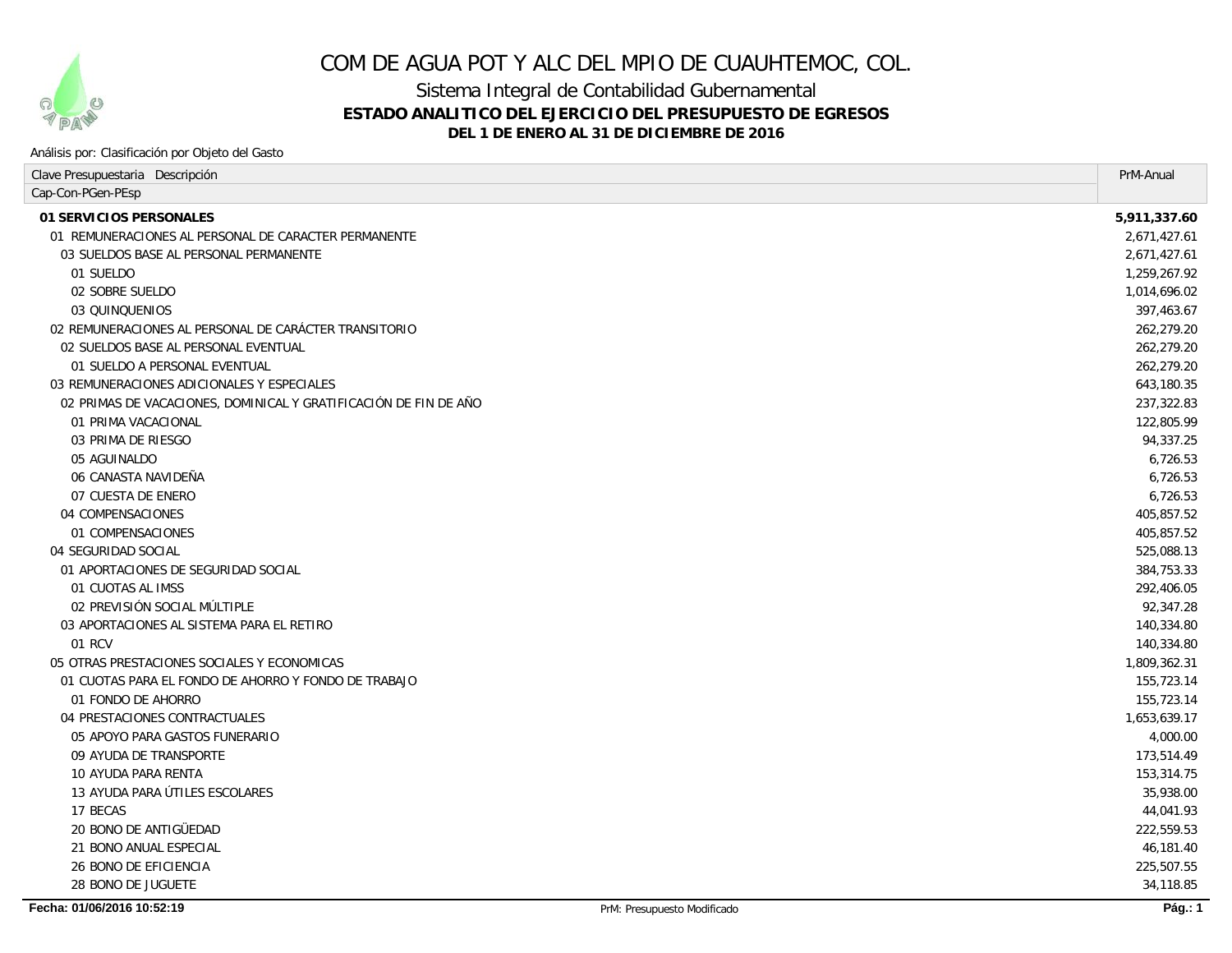# COM DE AGUA POT Y ALC DEL MPIO DE CUAUHTEMOC, COL.

## Sistema Integral de Contabilidad Gubernamental

### ESTADO ANALITICO DEL EJERCICIO DEL PRESUPUESTO DE EGRESOS

**DEL 1 DE ENERO AL 31 DE DICIEMBRE DE 2016**

Análisis por: Clasificación por Objeto del Gasto

| Clave Presupuestaria Descripción<br>Cap-Con-PGen-PEsp | PrM-Anual |
|---|---|
| **01 SERVICIOS PERSONALES** | **5,911,337.60** |
| 01 REMUNERACIONES AL PERSONAL DE CARACTER PERMANENTE | 2,671,427.61 |
| 03 SUELDOS BASE AL PERSONAL PERMANENTE | 2,671,427.61 |
| 01 SUELDO | 1,259,267.92 |
| 02 SOBRE SUELDO | 1,014,696.02 |
| 03 QUINQUENIOS | 397,463.67 |
| 02 REMUNERACIONES AL PERSONAL DE CARÁCTER TRANSITORIO | 262,279.20 |
| 02 SUELDOS BASE AL PERSONAL EVENTUAL | 262,279.20 |
| 01 SUELDO A PERSONAL EVENTUAL | 262,279.20 |
| 03 REMUNERACIONES ADICIONALES Y ESPECIALES | 643,180.35 |
| 02 PRIMAS DE VACACIONES, DOMINICAL Y GRATIFICACIÓN DE FIN DE AÑO | 237,322.83 |
| 01 PRIMA VACACIONAL | 122,805.99 |
| 03 PRIMA DE RIESGO | 94,337.25 |
| 05 AGUINALDO | 6,726.53 |
| 06 CANASTA NAVIDEÑA | 6,726.53 |
| 07 CUESTA DE ENERO | 6,726.53 |
| 04 COMPENSACIONES | 405,857.52 |
| 01 COMPENSACIONES | 405,857.52 |
| 04 SEGURIDAD SOCIAL | 525,088.13 |
| 01 APORTACIONES DE SEGURIDAD SOCIAL | 384,753.33 |
| 01 CUOTAS AL IMSS | 292,406.05 |
| 02 PREVISIÓN SOCIAL MÚLTIPLE | 92,347.28 |
| 03 APORTACIONES AL SISTEMA PARA EL RETIRO | 140,334.80 |
| 01 RCV | 140,334.80 |
| 05 OTRAS PRESTACIONES SOCIALES Y ECONOMICAS | 1,809,362.31 |
| 01 CUOTAS PARA EL FONDO DE AHORRO Y FONDO DE TRABAJO | 155,723.14 |
| 01 FONDO DE AHORRO | 155,723.14 |
| 04 PRESTACIONES CONTRACTUALES | 1,653,639.17 |
| 05 APOYO PARA GASTOS FUNERARIO | 4,000.00 |
| 09 AYUDA DE TRANSPORTE | 173,514.49 |
| 10 AYUDA PARA RENTA | 153,314.75 |
| 13 AYUDA PARA ÚTILES ESCOLARES | 35,938.00 |
| 17 BECAS | 44,041.93 |
| 20 BONO DE ANTIGÜEDAD | 222,559.53 |
| 21 BONO ANUAL ESPECIAL | 46,181.40 |
| 26 BONO DE EFICIENCIA | 225,507.55 |
| 28 BONO DE JUGUETE | 34,118.85 |

Fecha: 01/06/2016 10:52:19 — PrM: Presupuesto Modificado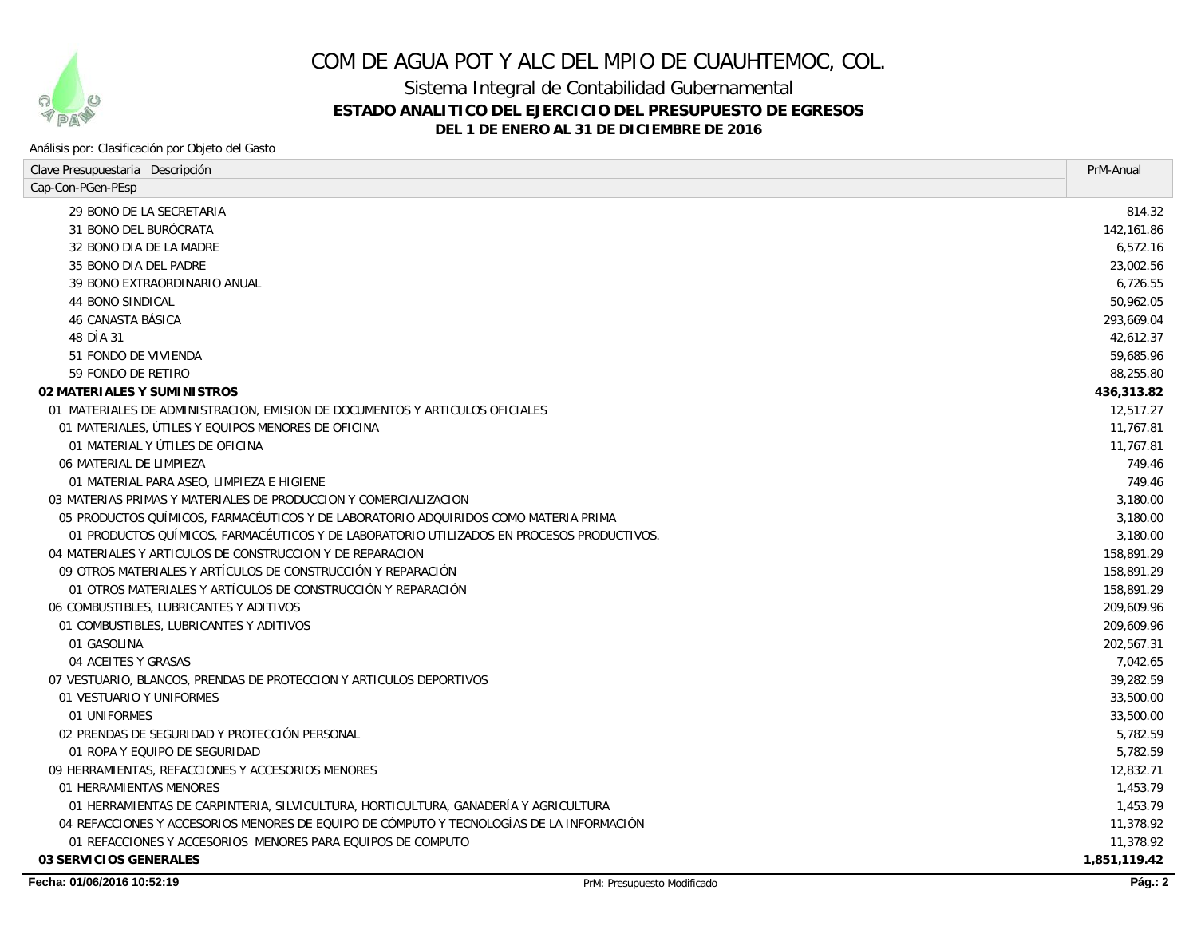# COM DE AGUA POT Y ALC DEL MPIO DE CUAUHTEMOC, COL.

Sistema Integral de Contabilidad Gubernamental

**ESTADO ANALITICO DEL EJERCICIO DEL PRESUPUESTO DE EGRESOS**

**DEL 1 DE ENERO AL 31 DE DICIEMBRE DE 2016**

Análisis por: Clasificación por Objeto del Gasto

| Clave Presupuestaria Descripción<br>Cap-Con-PGen-PEsp | PrM-Anual |
|---|---|
| 29 BONO DE LA SECRETARIA | 814.32 |
| 31 BONO DEL BURÓCRATA | 142,161.86 |
| 32 BONO DIA DE LA MADRE | 6,572.16 |
| 35 BONO DIA DEL PADRE | 23,002.56 |
| 39 BONO EXTRAORDINARIO ANUAL | 6,726.55 |
| 44 BONO SINDICAL | 50,962.05 |
| 46 CANASTA BÁSICA | 293,669.04 |
| 48 DÌA 31 | 42,612.37 |
| 51 FONDO DE VIVIENDA | 59,685.96 |
| 59 FONDO DE RETIRO | 88,255.80 |
| **02 MATERIALES Y SUMINISTROS** | **436,313.82** |
| 01 MATERIALES DE ADMINISTRACION, EMISION DE DOCUMENTOS Y ARTICULOS OFICIALES | 12,517.27 |
| 01 MATERIALES, ÚTILES Y EQUIPOS MENORES DE OFICINA | 11,767.81 |
| 01 MATERIAL Y ÚTILES DE OFICINA | 11,767.81 |
| 06 MATERIAL DE LIMPIEZA | 749.46 |
| 01 MATERIAL PARA ASEO, LIMPIEZA E HIGIENE | 749.46 |
| 03 MATERIAS PRIMAS Y MATERIALES DE PRODUCCION Y COMERCIALIZACION | 3,180.00 |
| 05 PRODUCTOS QUÍMICOS, FARMACÉUTICOS Y DE LABORATORIO ADQUIRIDOS COMO MATERIA PRIMA | 3,180.00 |
| 01 PRODUCTOS QUÍMICOS, FARMACÉUTICOS Y DE LABORATORIO UTILIZADOS EN PROCESOS PRODUCTIVOS. | 3,180.00 |
| 04 MATERIALES Y ARTICULOS DE CONSTRUCCION Y DE REPARACION | 158,891.29 |
| 09 OTROS MATERIALES Y ARTÍCULOS DE CONSTRUCCIÓN Y REPARACIÓN | 158,891.29 |
| 01 OTROS MATERIALES Y ARTÍCULOS DE CONSTRUCCIÓN Y REPARACIÓN | 158,891.29 |
| 06 COMBUSTIBLES, LUBRICANTES Y ADITIVOS | 209,609.96 |
| 01 COMBUSTIBLES, LUBRICANTES Y ADITIVOS | 209,609.96 |
| 01 GASOLINA | 202,567.31 |
| 04 ACEITES Y GRASAS | 7,042.65 |
| 07 VESTUARIO, BLANCOS, PRENDAS DE PROTECCION Y ARTICULOS DEPORTIVOS | 39,282.59 |
| 01 VESTUARIO Y UNIFORMES | 33,500.00 |
| 01 UNIFORMES | 33,500.00 |
| 02 PRENDAS DE SEGURIDAD Y PROTECCIÓN PERSONAL | 5,782.59 |
| 01 ROPA Y EQUIPO DE SEGURIDAD | 5,782.59 |
| 09 HERRAMIENTAS, REFACCIONES Y ACCESORIOS MENORES | 12,832.71 |
| 01 HERRAMIENTAS MENORES | 1,453.79 |
| 01 HERRAMIENTAS DE CARPINTERIA, SILVICULTURA, HORTICULTURA, GANADERÍA Y AGRICULTURA | 1,453.79 |
| 04 REFACCIONES Y ACCESORIOS MENORES DE EQUIPO DE CÓMPUTO Y TECNOLOGÍAS DE LA INFORMACIÓN | 11,378.92 |
| 01 REFACCIONES Y ACCESORIOS MENORES PARA EQUIPOS DE COMPUTO | 11,378.92 |
| **03 SERVICIOS GENERALES** | **1,851,119.42** |

**Fecha: 01/06/2016 10:52:19** — PrM: Presupuesto Modificado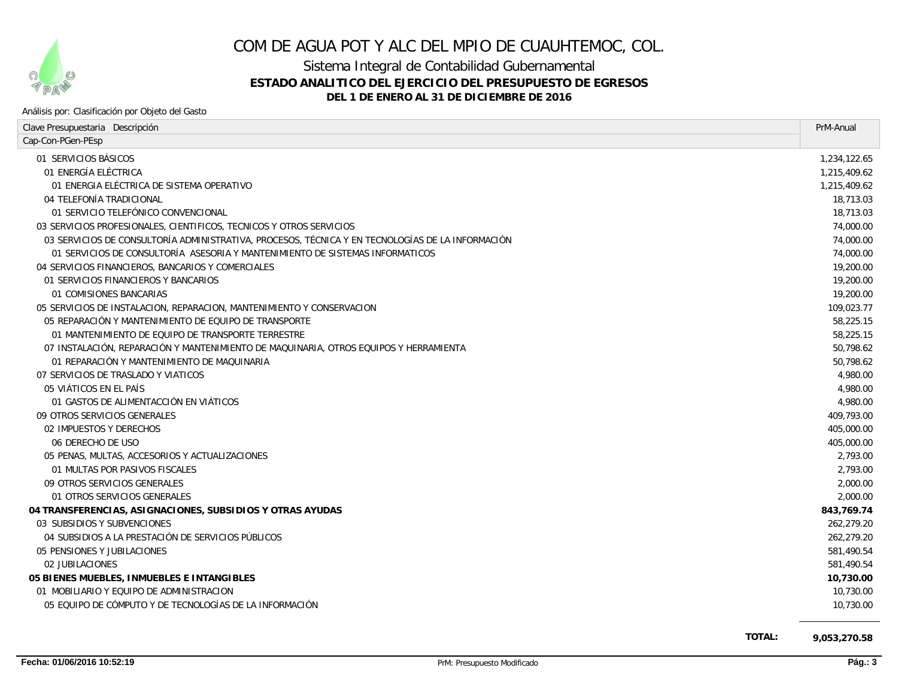# COM DE AGUA POT Y ALC DEL MPIO DE CUAUHTEMOC, COL.

## Sistema Integral de Contabilidad Gubernamental

### ESTADO ANALITICO DEL EJERCICIO DEL PRESUPUESTO DE EGRESOS

**DEL 1 DE ENERO AL 31 DE DICIEMBRE DE 2016**

Análisis por: Clasificación por Objeto del Gasto

| Clave Presupuestaria Descripción<br>Cap-Con-PGen-PEsp | PrM-Anual |
|---|---|
| 01 SERVICIOS BÁSICOS | 1,234,122.65 |
| 01 ENERGÍA ELÉCTRICA | 1,215,409.62 |
| 01 ENERGIA ELÉCTRICA DE SISTEMA OPERATIVO | 1,215,409.62 |
| 04 TELEFONÍA TRADICIONAL | 18,713.03 |
| 01 SERVICIO TELEFÓNICO CONVENCIONAL | 18,713.03 |
| 03 SERVICIOS PROFESIONALES, CIENTIFICOS, TECNICOS Y OTROS SERVICIOS | 74,000.00 |
| 03 SERVICIOS DE CONSULTORÍA ADMINISTRATIVA, PROCESOS, TÉCNICA Y EN TECNOLOGÍAS DE LA INFORMACIÓN | 74,000.00 |
| 01 SERVICIOS DE CONSULTORÍA ASESORIA Y MANTENIMIENTO DE SISTEMAS INFORMATICOS | 74,000.00 |
| 04 SERVICIOS FINANCIEROS, BANCARIOS Y COMERCIALES | 19,200.00 |
| 01 SERVICIOS FINANCIEROS Y BANCARIOS | 19,200.00 |
| 01 COMISIONES BANCARIAS | 19,200.00 |
| 05 SERVICIOS DE INSTALACION, REPARACION, MANTENIMIENTO Y CONSERVACION | 109,023.77 |
| 05 REPARACIÓN Y MANTENIMIENTO DE EQUIPO DE TRANSPORTE | 58,225.15 |
| 01 MANTENIMIENTO DE EQUIPO DE TRANSPORTE TERRESTRE | 58,225.15 |
| 07 INSTALACIÓN, REPARACIÓN Y MANTENIMIENTO DE MAQUINARIA, OTROS EQUIPOS Y HERRAMIENTA | 50,798.62 |
| 01 REPARACIÓN Y MANTENIMIENTO DE MAQUINARIA | 50,798.62 |
| 07 SERVICIOS DE TRASLADO Y VIATICOS | 4,980.00 |
| 05 VIÁTICOS EN EL PAÍS | 4,980.00 |
| 01 GASTOS DE ALIMENTACCIÓN EN VIÁTICOS | 4,980.00 |
| 09 OTROS SERVICIOS GENERALES | 409,793.00 |
| 02 IMPUESTOS Y DERECHOS | 405,000.00 |
| 06 DERECHO DE USO | 405,000.00 |
| 05 PENAS, MULTAS, ACCESORIOS Y ACTUALIZACIONES | 2,793.00 |
| 01 MULTAS POR PASIVOS FISCALES | 2,793.00 |
| 09 OTROS SERVICIOS GENERALES | 2,000.00 |
| 01 OTROS SERVICIOS GENERALES | 2,000.00 |
| **04 TRANSFERENCIAS, ASIGNACIONES, SUBSIDIOS Y OTRAS AYUDAS** | **843,769.74** |
| 03 SUBSIDIOS Y SUBVENCIONES | 262,279.20 |
| 04 SUBSIDIOS A LA PRESTACIÓN DE SERVICIOS PÚBLICOS | 262,279.20 |
| 05 PENSIONES Y JUBILACIONES | 581,490.54 |
| 02 JUBILACIONES | 581,490.54 |
| **05 BIENES MUEBLES, INMUEBLES E INTANGIBLES** | **10,730.00** |
| 01 MOBILIARIO Y EQUIPO DE ADMINISTRACION | 10,730.00 |
| 05 EQUIPO DE CÓMPUTO Y DE TECNOLOGÍAS DE LA INFORMACIÓN | 10,730.00 |
| **TOTAL:** | **9,053,270.58** |

**Fecha: 01/06/2016 10:52:19**

PrM: Presupuesto Modificado